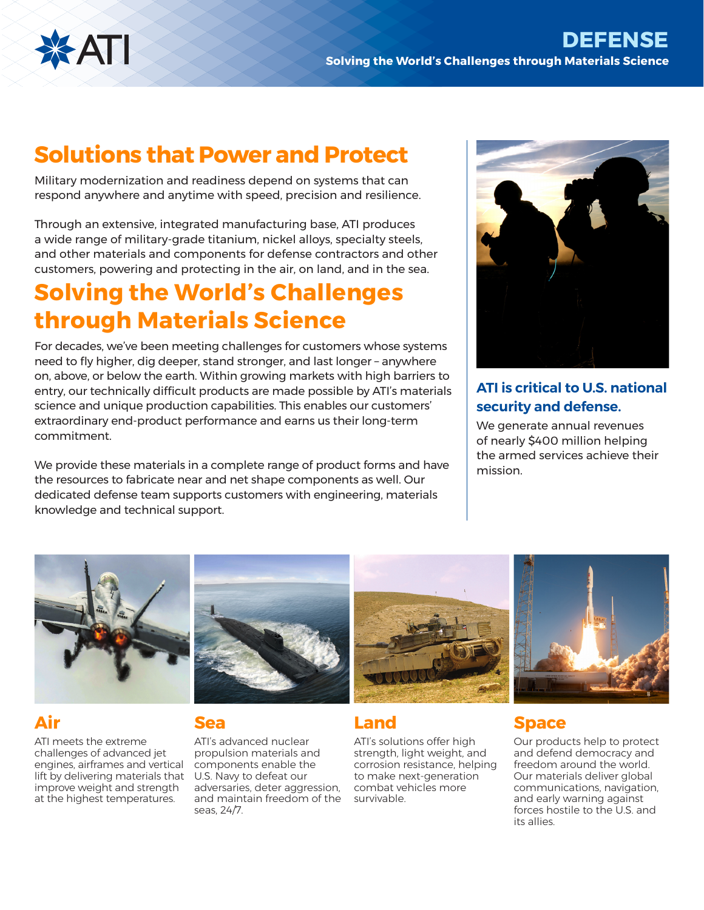ATI

# DEFENSE

**Solving the World's Challenges through Materials Science**

## Solutions that Power and Protect

Military modernization and readiness depend on systems that can respond anywhere and anytime with speed, precision and resilience.

Through an extensive, integrated manufacturing base, ATI produces a wide range of military-grade titanium, nickel alloys, specialty steels, and other materials and components for defense contractors and other customers, powering and protecting in the air, on land, and in the sea.

## Solving the World's Challenges through Materials Science

For decades, we've been meeting challenges for customers whose systems need to fly higher, dig deeper, stand stronger, and last longer – anywhere on, above, or below the earth. Within growing markets with high barriers to entry, our technically difficult products are made possible by ATI's materials science and unique production capabilities. This enables our customers' extraordinary end-product performance and earns us their long-term commitment.

We provide these materials in a complete range of product forms and have the resources to fabricate near and net shape components as well. Our dedicated defense team supports customers with engineering, materials knowledge and technical support.

### ATI is critical to U.S. national security and defense.

We generate annual revenues of nearly $400 million helping the armed services achieve their mission.

## Air

ATI meets the extreme challenges of advanced jet engines, airframes and vertical lift by delivering materials that improve weight and strength at the highest temperatures.

## Sea

ATI's advanced nuclear propulsion materials and components enable the U.S. Navy to defeat our adversaries, deter aggression, and maintain freedom of the seas, 24/7.

## Land

ATI's solutions offer high strength, light weight, and corrosion resistance, helping to make next-generation combat vehicles more survivable.

## Space

Our products help to protect and defend democracy and freedom around the world. Our materials deliver global communications, navigation, and early warning against forces hostile to the U.S. and its allies.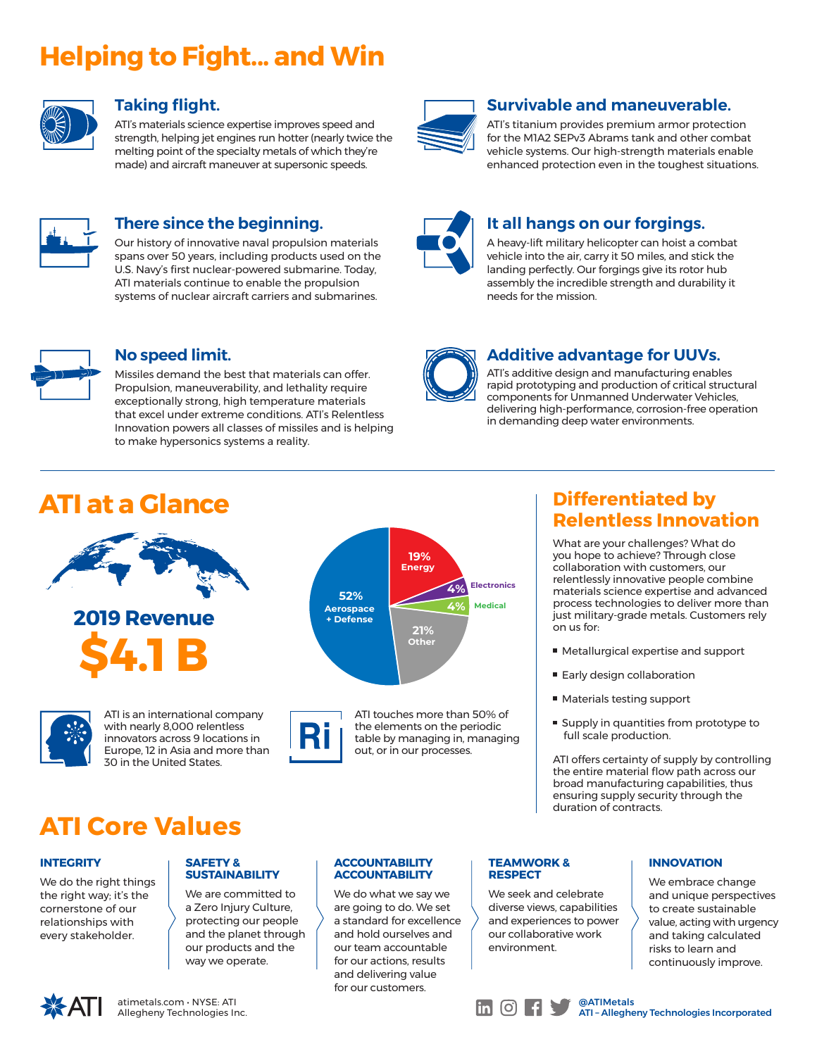# Helping to Fight... and Win

### Taking flight.

ATI's materials science expertise improves speed and strength, helping jet engines run hotter (nearly twice the melting point of the specialty metals of which they're made) and aircraft maneuver at supersonic speeds.

### Survivable and maneuverable.

ATI's titanium provides premium armor protection for the M1A2 SEPv3 Abrams tank and other combat vehicle systems. Our high-strength materials enable enhanced protection even in the toughest situations.

### There since the beginning.

Our history of innovative naval propulsion materials spans over 50 years, including products used on the U.S. Navy's first nuclear-powered submarine. Today, ATI materials continue to enable the propulsion systems of nuclear aircraft carriers and submarines.

### It all hangs on our forgings.

A heavy-lift military helicopter can hoist a combat vehicle into the air, carry it 50 miles, and stick the landing perfectly. Our forgings give its rotor hub assembly the incredible strength and durability it needs for the mission.

### No speed limit.

Missiles demand the best that materials can offer. Propulsion, maneuverability, and lethality require exceptionally strong, high temperature materials that excel under extreme conditions. ATI's Relentless Innovation powers all classes of missiles and is helping to make hypersonics systems a reality.

### Additive advantage for UUVs.

ATI's additive design and manufacturing enables rapid prototyping and production of critical structural components for Unmanned Underwater Vehicles, delivering high-performance, corrosion-free operation in demanding deep water environments.

## ATI at a Glance

**2019 Revenue**

**$4.1 B**

19% Energy
4% Electronics
4% Medical
21% Other
52% Aerospace + Defense

ATI is an international company with nearly 8,000 relentless innovators across 9 locations in Europe, 12 in Asia and more than 30 in the United States.

ATI touches more than 50% of the elements on the periodic table by managing in, managing out, or in our processes.

## Differentiated by Relentless Innovation

What are your challenges? What do you hope to achieve? Through close collaboration with customers, our relentlessly innovative people combine materials science expertise and advanced process technologies to deliver more than just military-grade metals. Customers rely on us for:

- Metallurgical expertise and support
- Early design collaboration
- Materials testing support
- Supply in quantities from prototype to full scale production.

ATI offers certainty of supply by controlling the entire material flow path across our broad manufacturing capabilities, thus ensuring supply security through the duration of contracts.

## ATI Core Values

**INTEGRITY**

We do the right things the right way; it's the cornerstone of our relationships with every stakeholder.

**SAFETY & SUSTAINABILITY**

We are committed to a Zero Injury Culture, protecting our people and the planet through our products and the way we operate.

**ACCOUNTABILITY ACCOUNTABILITY**

We do what we say we are going to do. We set a standard for excellence and hold ourselves and our team accountable for our actions, results and delivering value for our customers.

**TEAMWORK & RESPECT**

We seek and celebrate diverse views, capabilities and experiences to power our collaborative work environment.

**INNOVATION**

We embrace change and unique perspectives to create sustainable value, acting with urgency and taking calculated risks to learn and continuously improve.

ATI
atimetals.com • NYSE: ATI
Allegheny Technologies Inc.

@ATIMetals
ATI – Allegheny Technologies Incorporated